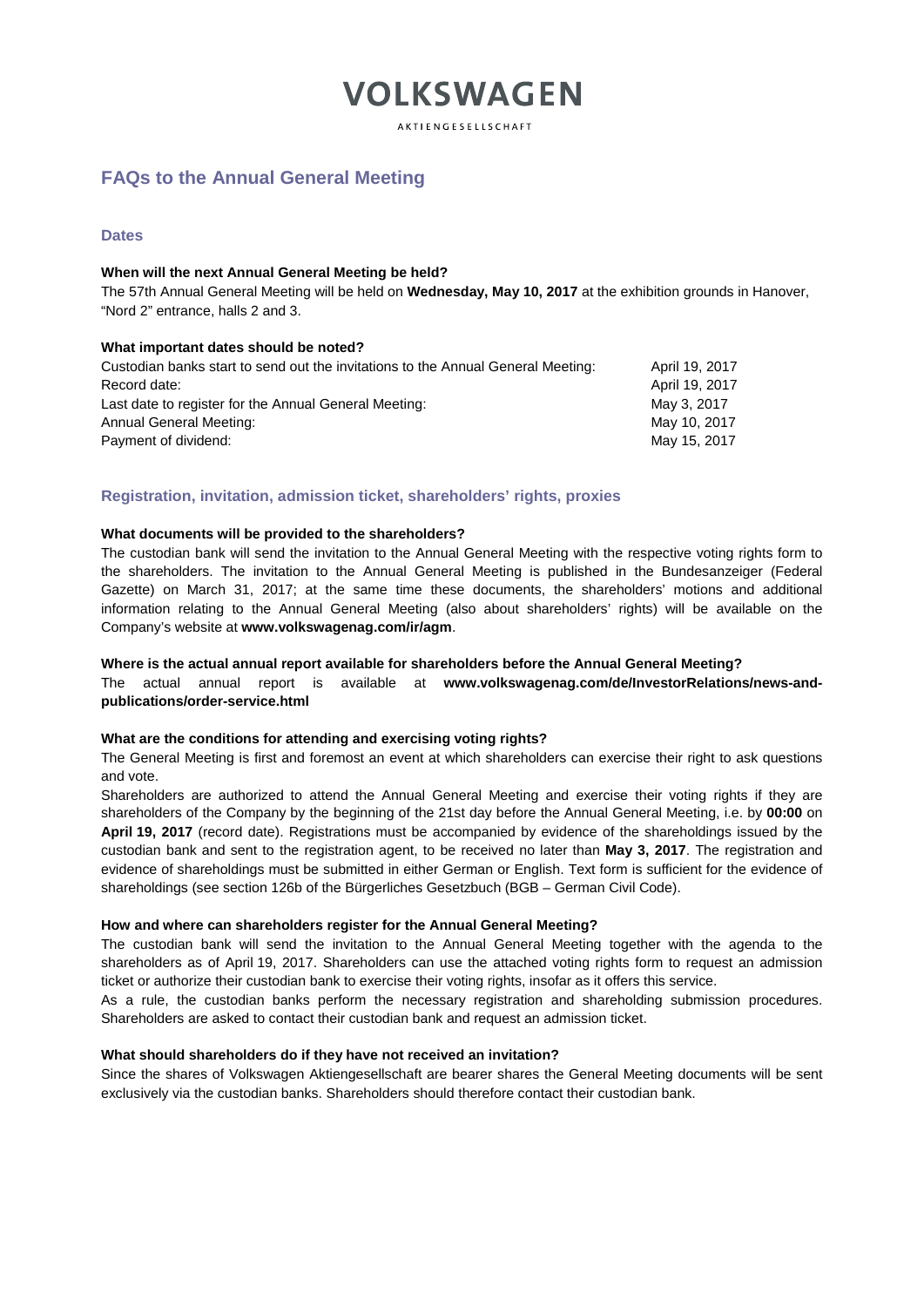# VOLKSWAGEN

AKTIENGESELLSCHAFT

## FAQs to the Annual General Meeting

### Dates

**When will the next Annual General Meeting be held?**

The 57th Annual General Meeting will be held on **Wednesday, May 10, 2017** at the exhibition grounds in Hanover, "Nord 2" entrance, halls 2 and 3.

**What important dates should be noted?**

| | |
|---|---|
| Custodian banks start to send out the invitations to the Annual General Meeting: | April 19, 2017 |
| Record date: | April 19, 2017 |
| Last date to register for the Annual General Meeting: | May 3, 2017 |
| Annual General Meeting: | May 10, 2017 |
| Payment of dividend: | May 15, 2017 |

### Registration, invitation, admission ticket, shareholders' rights, proxies

**What documents will be provided to the shareholders?**

The custodian bank will send the invitation to the Annual General Meeting with the respective voting rights form to the shareholders. The invitation to the Annual General Meeting is published in the Bundesanzeiger (Federal Gazette) on March 31, 2017; at the same time these documents, the shareholders' motions and additional information relating to the Annual General Meeting (also about shareholders' rights) will be available on the Company's website at **www.volkswagenag.com/ir/agm**.

**Where is the actual annual report available for shareholders before the Annual General Meeting?**

The actual annual report is available at **www.volkswagenag.com/de/InvestorRelations/news-and-publications/order-service.html**

**What are the conditions for attending and exercising voting rights?**

The General Meeting is first and foremost an event at which shareholders can exercise their right to ask questions and vote.

Shareholders are authorized to attend the Annual General Meeting and exercise their voting rights if they are shareholders of the Company by the beginning of the 21st day before the Annual General Meeting, i.e. by **00:00** on **April 19, 2017** (record date). Registrations must be accompanied by evidence of the shareholdings issued by the custodian bank and sent to the registration agent, to be received no later than **May 3, 2017**. The registration and evidence of shareholdings must be submitted in either German or English. Text form is sufficient for the evidence of shareholdings (see section 126b of the Bürgerliches Gesetzbuch (BGB – German Civil Code).

**How and where can shareholders register for the Annual General Meeting?**

The custodian bank will send the invitation to the Annual General Meeting together with the agenda to the shareholders as of April 19, 2017. Shareholders can use the attached voting rights form to request an admission ticket or authorize their custodian bank to exercise their voting rights, insofar as it offers this service.

As a rule, the custodian banks perform the necessary registration and shareholding submission procedures. Shareholders are asked to contact their custodian bank and request an admission ticket.

**What should shareholders do if they have not received an invitation?**

Since the shares of Volkswagen Aktiengesellschaft are bearer shares the General Meeting documents will be sent exclusively via the custodian banks. Shareholders should therefore contact their custodian bank.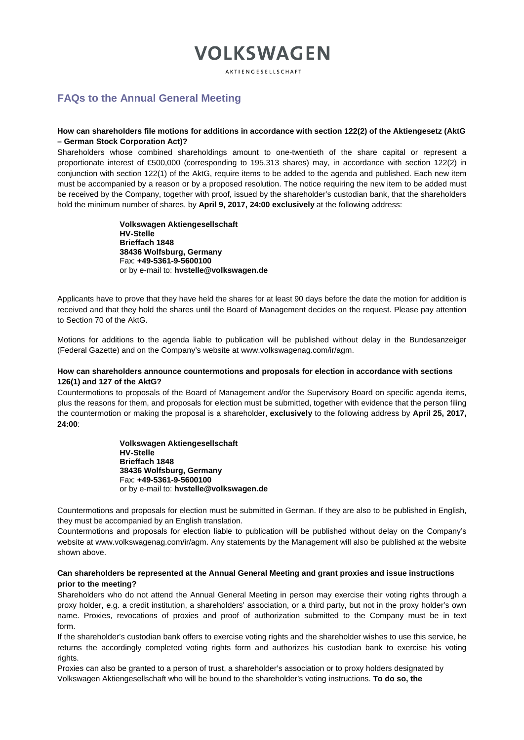# VOLKSWAGEN

AKTIENGESELLSCHAFT

## FAQs to the Annual General Meeting

### How can shareholders file motions for additions in accordance with section 122(2) of the Aktiengesetz (AktG – German Stock Corporation Act)?

Shareholders whose combined shareholdings amount to one-twentieth of the share capital or represent a proportionate interest of €500,000 (corresponding to 195,313 shares) may, in accordance with section 122(2) in conjunction with section 122(1) of the AktG, require items to be added to the agenda and published. Each new item must be accompanied by a reason or by a proposed resolution. The notice requiring the new item to be added must be received by the Company, together with proof, issued by the shareholder's custodian bank, that the shareholders hold the minimum number of shares, by **April 9, 2017, 24:00 exclusively** at the following address:

> **Volkswagen Aktiengesellschaft**
> **HV-Stelle**
> **Brieffach 1848**
> **38436 Wolfsburg, Germany**
> Fax: **+49-5361-9-5600100**
> or by e-mail to: **hvstelle@volkswagen.de**

Applicants have to prove that they have held the shares for at least 90 days before the date the motion for addition is received and that they hold the shares until the Board of Management decides on the request. Please pay attention to Section 70 of the AktG.

Motions for additions to the agenda liable to publication will be published without delay in the Bundesanzeiger (Federal Gazette) and on the Company's website at www.volkswagenag.com/ir/agm.

### How can shareholders announce countermotions and proposals for election in accordance with sections 126(1) and 127 of the AktG?

Countermotions to proposals of the Board of Management and/or the Supervisory Board on specific agenda items, plus the reasons for them, and proposals for election must be submitted, together with evidence that the person filing the countermotion or making the proposal is a shareholder, **exclusively** to the following address by **April 25, 2017, 24:00**:

> **Volkswagen Aktiengesellschaft**
> **HV-Stelle**
> **Brieffach 1848**
> **38436 Wolfsburg, Germany**
> Fax: **+49-5361-9-5600100**
> or by e-mail to: **hvstelle@volkswagen.de**

Countermotions and proposals for election must be submitted in German. If they are also to be published in English, they must be accompanied by an English translation.

Countermotions and proposals for election liable to publication will be published without delay on the Company's website at www.volkswagenag.com/ir/agm. Any statements by the Management will also be published at the website shown above.

### Can shareholders be represented at the Annual General Meeting and grant proxies and issue instructions prior to the meeting?

Shareholders who do not attend the Annual General Meeting in person may exercise their voting rights through a proxy holder, e.g. a credit institution, a shareholders' association, or a third party, but not in the proxy holder's own name. Proxies, revocations of proxies and proof of authorization submitted to the Company must be in text form.

If the shareholder's custodian bank offers to exercise voting rights and the shareholder wishes to use this service, he returns the accordingly completed voting rights form and authorizes his custodian bank to exercise his voting rights.

Proxies can also be granted to a person of trust, a shareholder's association or to proxy holders designated by Volkswagen Aktiengesellschaft who will be bound to the shareholder's voting instructions. **To do so, the**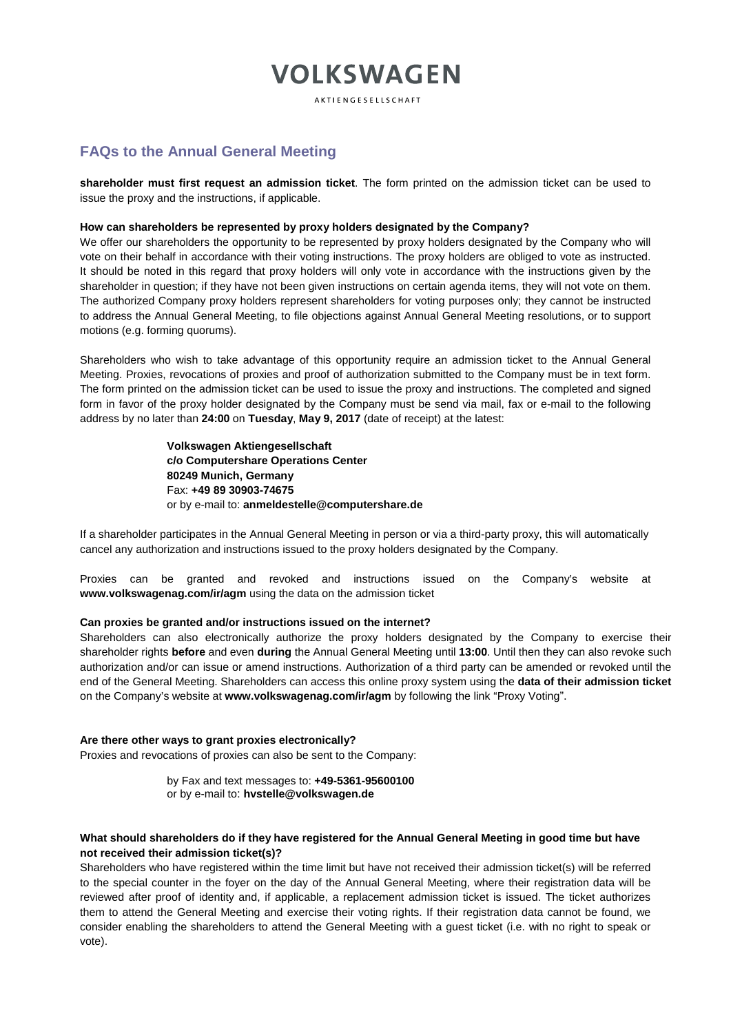**shareholder must first request an admission ticket**. The form printed on the admission ticket can be used to issue the proxy and the instructions, if applicable.

**How can shareholders be represented by proxy holders designated by the Company?**

We offer our shareholders the opportunity to be represented by proxy holders designated by the Company who will vote on their behalf in accordance with their voting instructions. The proxy holders are obliged to vote as instructed. It should be noted in this regard that proxy holders will only vote in accordance with the instructions given by the shareholder in question; if they have not been given instructions on certain agenda items, they will not vote on them. The authorized Company proxy holders represent shareholders for voting purposes only; they cannot be instructed to address the Annual General Meeting, to file objections against Annual General Meeting resolutions, or to support motions (e.g. forming quorums).

Shareholders who wish to take advantage of this opportunity require an admission ticket to the Annual General Meeting. Proxies, revocations of proxies and proof of authorization submitted to the Company must be in text form. The form printed on the admission ticket can be used to issue the proxy and instructions. The completed and signed form in favor of the proxy holder designated by the Company must be send via mail, fax or e-mail to the following address by no later than **24:00** on **Tuesday**, **May 9, 2017** (date of receipt) at the latest:

> **Volkswagen Aktiengesellschaft**
> **c/o Computershare Operations Center**
> **80249 Munich, Germany**
> Fax: **+49 89 30903-74675**
> or by e-mail to: **anmeldestelle@computershare.de**

If a shareholder participates in the Annual General Meeting in person or via a third-party proxy, this will automatically cancel any authorization and instructions issued to the proxy holders designated by the Company.

Proxies can be granted and revoked and instructions issued on the Company's website at **www.volkswagenag.com/ir/agm** using the data on the admission ticket

**Can proxies be granted and/or instructions issued on the internet?**

Shareholders can also electronically authorize the proxy holders designated by the Company to exercise their shareholder rights **before** and even **during** the Annual General Meeting until **13:00**. Until then they can also revoke such authorization and/or can issue or amend instructions. Authorization of a third party can be amended or revoked until the end of the General Meeting. Shareholders can access this online proxy system using the **data of their admission ticket** on the Company's website at **www.volkswagenag.com/ir/agm** by following the link "Proxy Voting".

**Are there other ways to grant proxies electronically?**

Proxies and revocations of proxies can also be sent to the Company:

> by Fax and text messages to: **+49-5361-95600100**
> or by e-mail to: **hvstelle@volkswagen.de**

**What should shareholders do if they have registered for the Annual General Meeting in good time but have not received their admission ticket(s)?**

Shareholders who have registered within the time limit but have not received their admission ticket(s) will be referred to the special counter in the foyer on the day of the Annual General Meeting, where their registration data will be reviewed after proof of identity and, if applicable, a replacement admission ticket is issued. The ticket authorizes them to attend the General Meeting and exercise their voting rights. If their registration data cannot be found, we consider enabling the shareholders to attend the General Meeting with a guest ticket (i.e. with no right to speak or vote).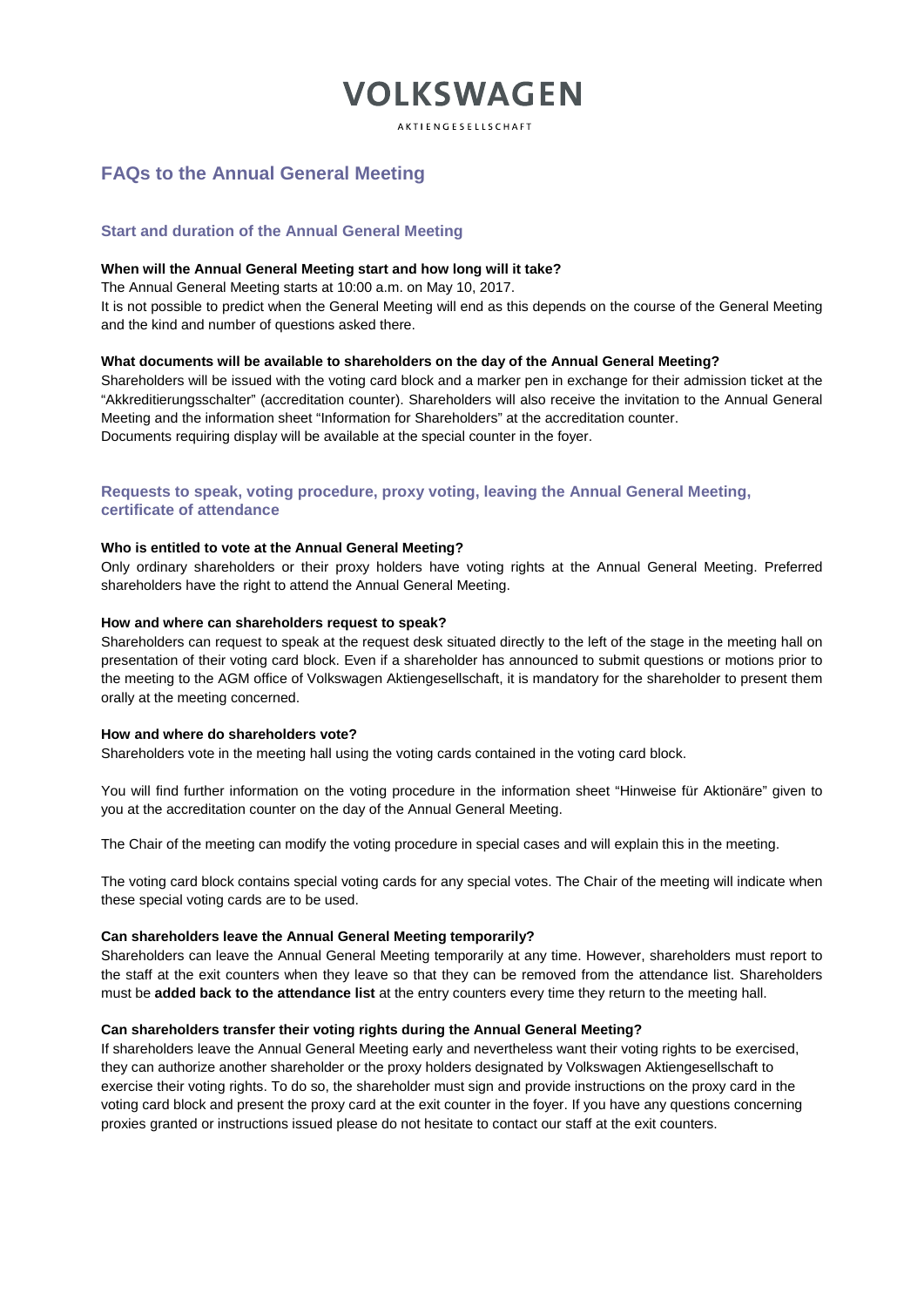# VOLKSWAGEN

AKTIENGESELLSCHAFT

## FAQs to the Annual General Meeting

### Start and duration of the Annual General Meeting

**When will the Annual General Meeting start and how long will it take?**

The Annual General Meeting starts at 10:00 a.m. on May 10, 2017.

It is not possible to predict when the General Meeting will end as this depends on the course of the General Meeting and the kind and number of questions asked there.

**What documents will be available to shareholders on the day of the Annual General Meeting?**

Shareholders will be issued with the voting card block and a marker pen in exchange for their admission ticket at the "Akkreditierungsschalter" (accreditation counter). Shareholders will also receive the invitation to the Annual General Meeting and the information sheet "Information for Shareholders" at the accreditation counter.

Documents requiring display will be available at the special counter in the foyer.

### Requests to speak, voting procedure, proxy voting, leaving the Annual General Meeting, certificate of attendance

**Who is entitled to vote at the Annual General Meeting?**

Only ordinary shareholders or their proxy holders have voting rights at the Annual General Meeting. Preferred shareholders have the right to attend the Annual General Meeting.

**How and where can shareholders request to speak?**

Shareholders can request to speak at the request desk situated directly to the left of the stage in the meeting hall on presentation of their voting card block. Even if a shareholder has announced to submit questions or motions prior to the meeting to the AGM office of Volkswagen Aktiengesellschaft, it is mandatory for the shareholder to present them orally at the meeting concerned.

**How and where do shareholders vote?**

Shareholders vote in the meeting hall using the voting cards contained in the voting card block.

You will find further information on the voting procedure in the information sheet "Hinweise für Aktionäre" given to you at the accreditation counter on the day of the Annual General Meeting.

The Chair of the meeting can modify the voting procedure in special cases and will explain this in the meeting.

The voting card block contains special voting cards for any special votes. The Chair of the meeting will indicate when these special voting cards are to be used.

**Can shareholders leave the Annual General Meeting temporarily?**

Shareholders can leave the Annual General Meeting temporarily at any time. However, shareholders must report to the staff at the exit counters when they leave so that they can be removed from the attendance list. Shareholders must be **added back to the attendance list** at the entry counters every time they return to the meeting hall.

**Can shareholders transfer their voting rights during the Annual General Meeting?**

If shareholders leave the Annual General Meeting early and nevertheless want their voting rights to be exercised, they can authorize another shareholder or the proxy holders designated by Volkswagen Aktiengesellschaft to exercise their voting rights. To do so, the shareholder must sign and provide instructions on the proxy card in the voting card block and present the proxy card at the exit counter in the foyer. If you have any questions concerning proxies granted or instructions issued please do not hesitate to contact our staff at the exit counters.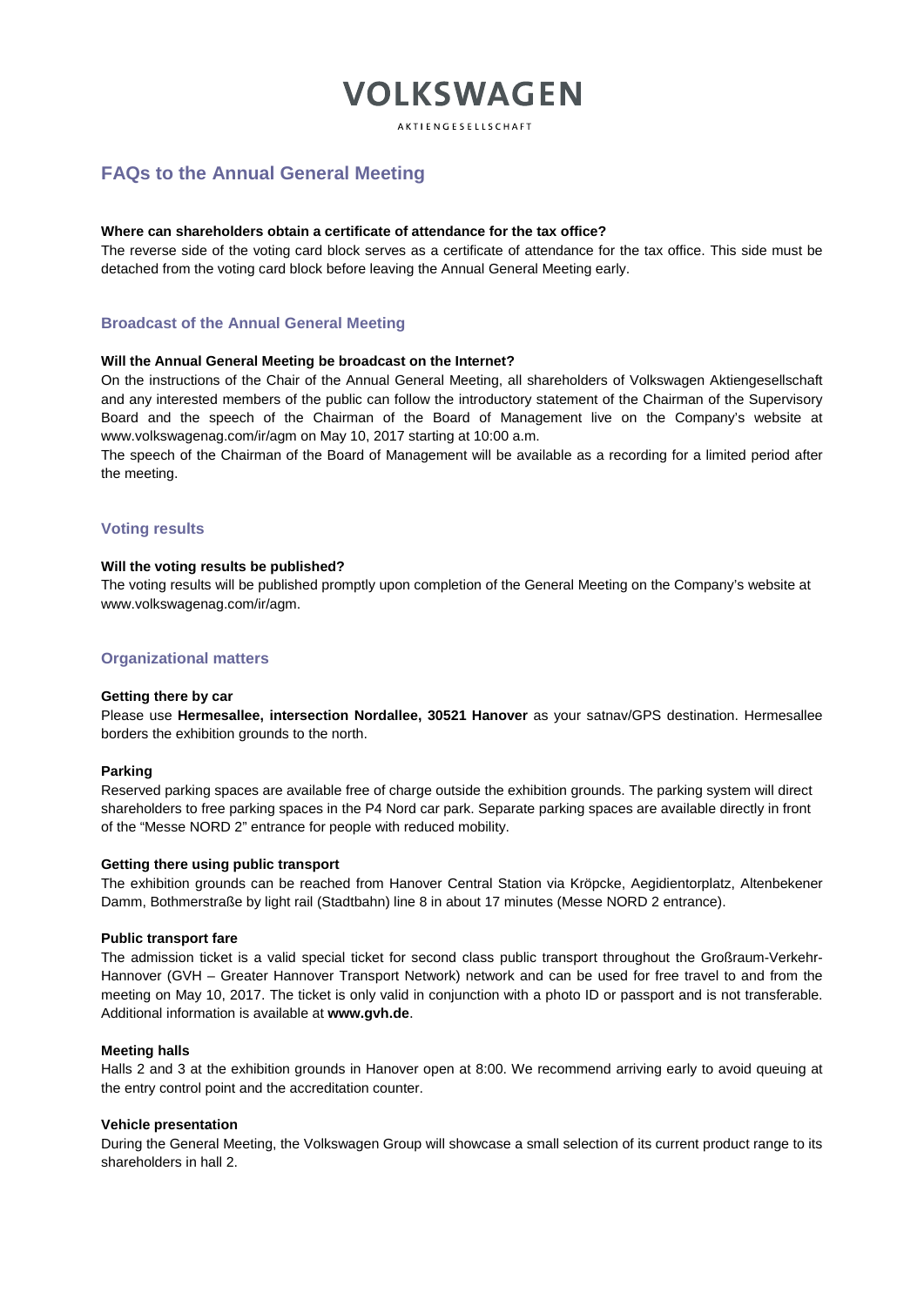# VOLKSWAGEN

AKTIENGESELLSCHAFT

## FAQs to the Annual General Meeting

**Where can shareholders obtain a certificate of attendance for the tax office?**

The reverse side of the voting card block serves as a certificate of attendance for the tax office. This side must be detached from the voting card block before leaving the Annual General Meeting early.

### Broadcast of the Annual General Meeting

**Will the Annual General Meeting be broadcast on the Internet?**

On the instructions of the Chair of the Annual General Meeting, all shareholders of Volkswagen Aktiengesellschaft and any interested members of the public can follow the introductory statement of the Chairman of the Supervisory Board and the speech of the Chairman of the Board of Management live on the Company's website at www.volkswagenag.com/ir/agm on May 10, 2017 starting at 10:00 a.m.

The speech of the Chairman of the Board of Management will be available as a recording for a limited period after the meeting.

### Voting results

**Will the voting results be published?**

The voting results will be published promptly upon completion of the General Meeting on the Company's website at www.volkswagenag.com/ir/agm.

### Organizational matters

**Getting there by car**

Please use **Hermesallee, intersection Nordallee, 30521 Hanover** as your satnav/GPS destination. Hermesallee borders the exhibition grounds to the north.

**Parking**

Reserved parking spaces are available free of charge outside the exhibition grounds. The parking system will direct shareholders to free parking spaces in the P4 Nord car park. Separate parking spaces are available directly in front of the "Messe NORD 2" entrance for people with reduced mobility.

**Getting there using public transport**

The exhibition grounds can be reached from Hanover Central Station via Kröpcke, Aegidientorplatz, Altenbekener Damm, Bothmerstraße by light rail (Stadtbahn) line 8 in about 17 minutes (Messe NORD 2 entrance).

**Public transport fare**

The admission ticket is a valid special ticket for second class public transport throughout the Großraum-Verkehr-Hannover (GVH – Greater Hannover Transport Network) network and can be used for free travel to and from the meeting on May 10, 2017. The ticket is only valid in conjunction with a photo ID or passport and is not transferable. Additional information is available at **www.gvh.de**.

**Meeting halls**

Halls 2 and 3 at the exhibition grounds in Hanover open at 8:00. We recommend arriving early to avoid queuing at the entry control point and the accreditation counter.

**Vehicle presentation**

During the General Meeting, the Volkswagen Group will showcase a small selection of its current product range to its shareholders in hall 2.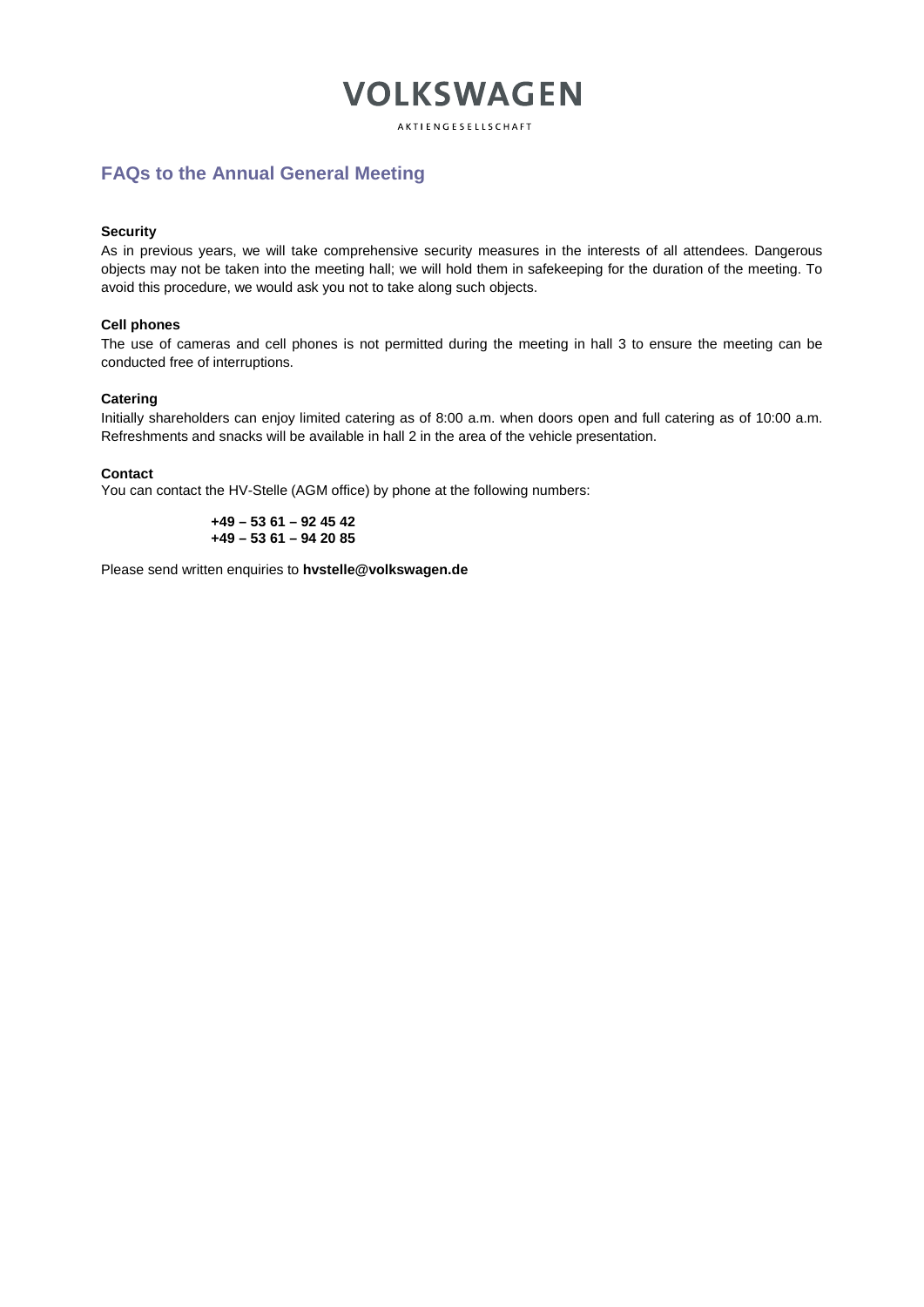# VOLKSWAGEN

AKTIENGESELLSCHAFT

## FAQs to the Annual General Meeting

**Security**

As in previous years, we will take comprehensive security measures in the interests of all attendees. Dangerous objects may not be taken into the meeting hall; we will hold them in safekeeping for the duration of the meeting. To avoid this procedure, we would ask you not to take along such objects.

**Cell phones**

The use of cameras and cell phones is not permitted during the meeting in hall 3 to ensure the meeting can be conducted free of interruptions.

**Catering**

Initially shareholders can enjoy limited catering as of 8:00 a.m. when doors open and full catering as of 10:00 a.m. Refreshments and snacks will be available in hall 2 in the area of the vehicle presentation.

**Contact**

You can contact the HV-Stelle (AGM office) by phone at the following numbers:

**+49 – 53 61 – 92 45 42**
**+49 – 53 61 – 94 20 85**

Please send written enquiries to **hvstelle@volkswagen.de**